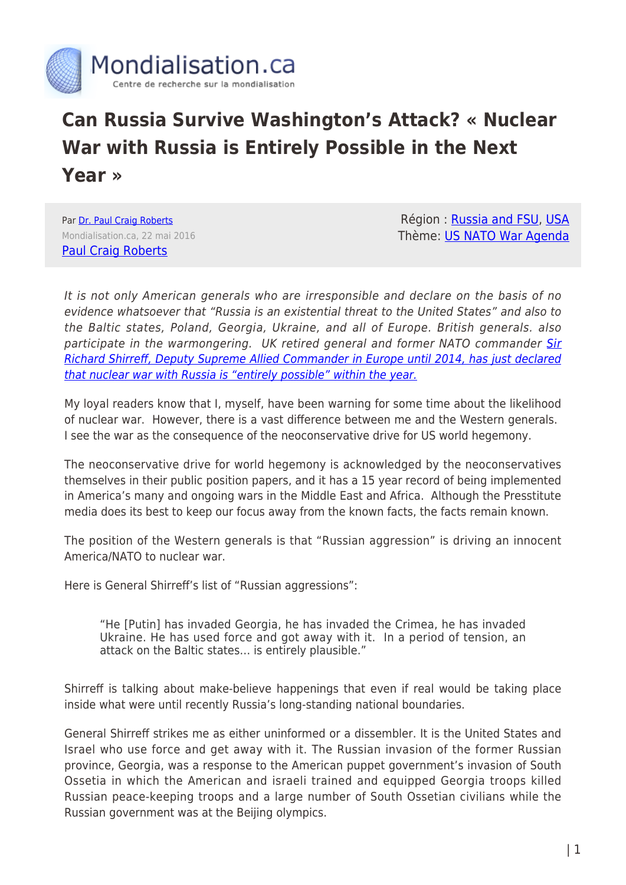# Can Russia Survive Washington's Attack? « Nuclear War with Russia is Entirely Possible in the Next Year »

Par [Dr. Paul Craig Roberts]
Mondialisation.ca, 22 mai 2016
[Paul Craig Roberts]

Région : [Russia and FSU], [USA]
Thème: [US NATO War Agenda]

*It is not only American generals who are irresponsible and declare on the basis of no evidence whatsoever that "Russia is an existential threat to the United States" and also to the Baltic states, Poland, Georgia, Ukraine, and all of Europe. British generals. also participate in the warmongering. UK retired general and former NATO commander [Sir Richard Shirreff, Deputy Supreme Allied Commander in Europe until 2014, has just declared that nuclear war with Russia is "entirely possible" within the year.]*

My loyal readers know that I, myself, have been warning for some time about the likelihood of nuclear war. However, there is a vast difference between me and the Western generals. I see the war as the consequence of the neoconservative drive for US world hegemony.

The neoconservative drive for world hegemony is acknowledged by the neoconservatives themselves in their public position papers, and it has a 15 year record of being implemented in America's many and ongoing wars in the Middle East and Africa. Although the Presstitute media does its best to keep our focus away from the known facts, the facts remain known.

The position of the Western generals is that "Russian aggression" is driving an innocent America/NATO to nuclear war.

Here is General Shirreff's list of "Russian aggressions":

> "He [Putin] has invaded Georgia, he has invaded the Crimea, he has invaded Ukraine. He has used force and got away with it. In a period of tension, an attack on the Baltic states… is entirely plausible."

Shirreff is talking about make-believe happenings that even if real would be taking place inside what were until recently Russia's long-standing national boundaries.

General Shirreff strikes me as either uninformed or a dissembler. It is the United States and Israel who use force and get away with it. The Russian invasion of the former Russian province, Georgia, was a response to the American puppet government's invasion of South Ossetia in which the American and israeli trained and equipped Georgia troops killed Russian peace-keeping troops and a large number of South Ossetian civilians while the Russian government was at the Beijing olympics.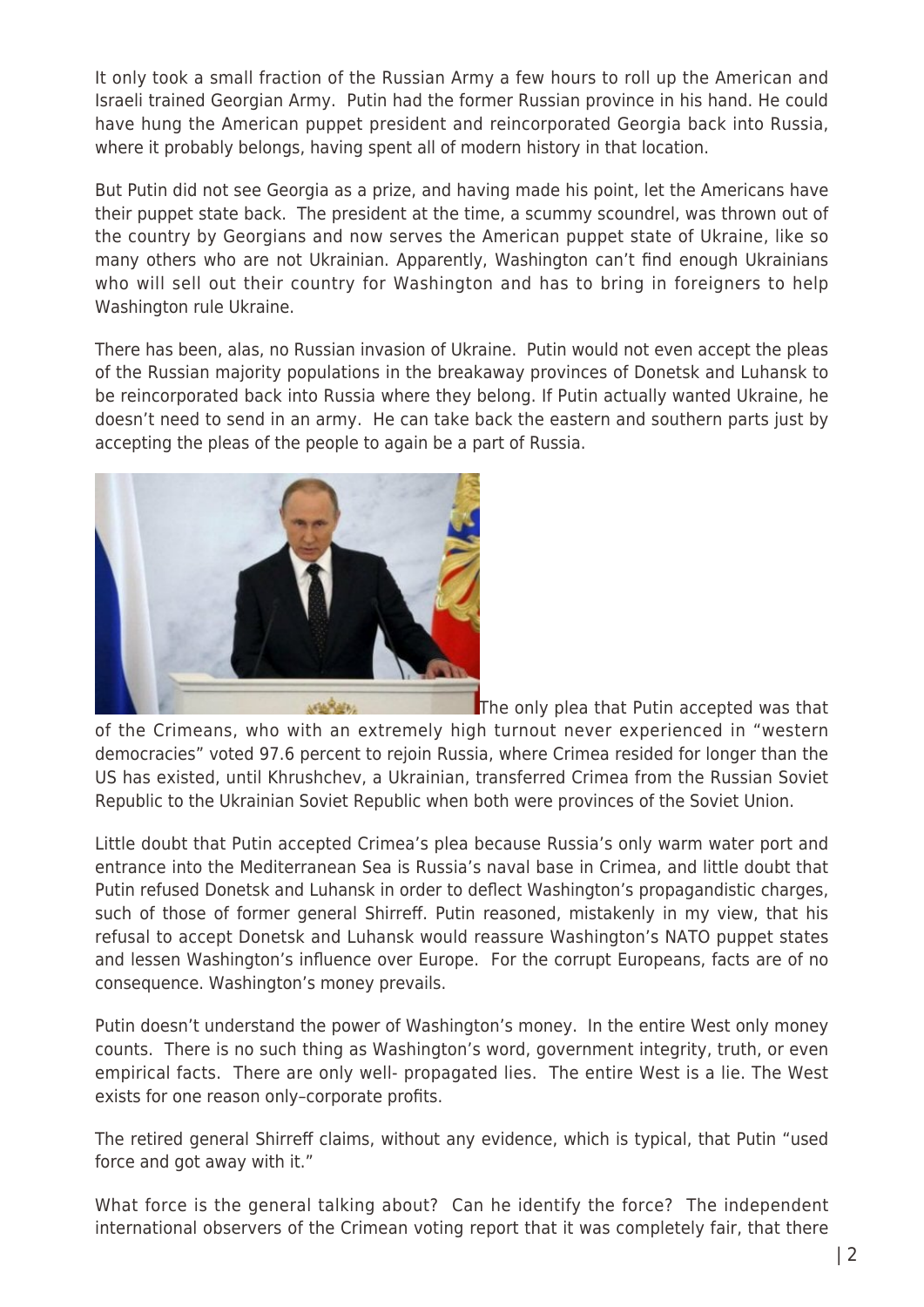It only took a small fraction of the Russian Army a few hours to roll up the American and Israeli trained Georgian Army. Putin had the former Russian province in his hand. He could have hung the American puppet president and reincorporated Georgia back into Russia, where it probably belongs, having spent all of modern history in that location.

But Putin did not see Georgia as a prize, and having made his point, let the Americans have their puppet state back. The president at the time, a scummy scoundrel, was thrown out of the country by Georgians and now serves the American puppet state of Ukraine, like so many others who are not Ukrainian. Apparently, Washington can't find enough Ukrainians who will sell out their country for Washington and has to bring in foreigners to help Washington rule Ukraine.

There has been, alas, no Russian invasion of Ukraine. Putin would not even accept the pleas of the Russian majority populations in the breakaway provinces of Donetsk and Luhansk to be reincorporated back into Russia where they belong. If Putin actually wanted Ukraine, he doesn't need to send in an army. He can take back the eastern and southern parts just by accepting the pleas of the people to again be a part of Russia.

The only plea that Putin accepted was that of the Crimeans, who with an extremely high turnout never experienced in "western democracies" voted 97.6 percent to rejoin Russia, where Crimea resided for longer than the US has existed, until Khrushchev, a Ukrainian, transferred Crimea from the Russian Soviet Republic to the Ukrainian Soviet Republic when both were provinces of the Soviet Union.

Little doubt that Putin accepted Crimea's plea because Russia's only warm water port and entrance into the Mediterranean Sea is Russia's naval base in Crimea, and little doubt that Putin refused Donetsk and Luhansk in order to deflect Washington's propagandistic charges, such of those of former general Shirreff. Putin reasoned, mistakenly in my view, that his refusal to accept Donetsk and Luhansk would reassure Washington's NATO puppet states and lessen Washington's influence over Europe. For the corrupt Europeans, facts are of no consequence. Washington's money prevails.

Putin doesn't understand the power of Washington's money. In the entire West only money counts. There is no such thing as Washington's word, government integrity, truth, or even empirical facts. There are only well- propagated lies. The entire West is a lie. The West exists for one reason only–corporate profits.

The retired general Shirreff claims, without any evidence, which is typical, that Putin "used force and got away with it."

What force is the general talking about? Can he identify the force? The independent international observers of the Crimean voting report that it was completely fair, that there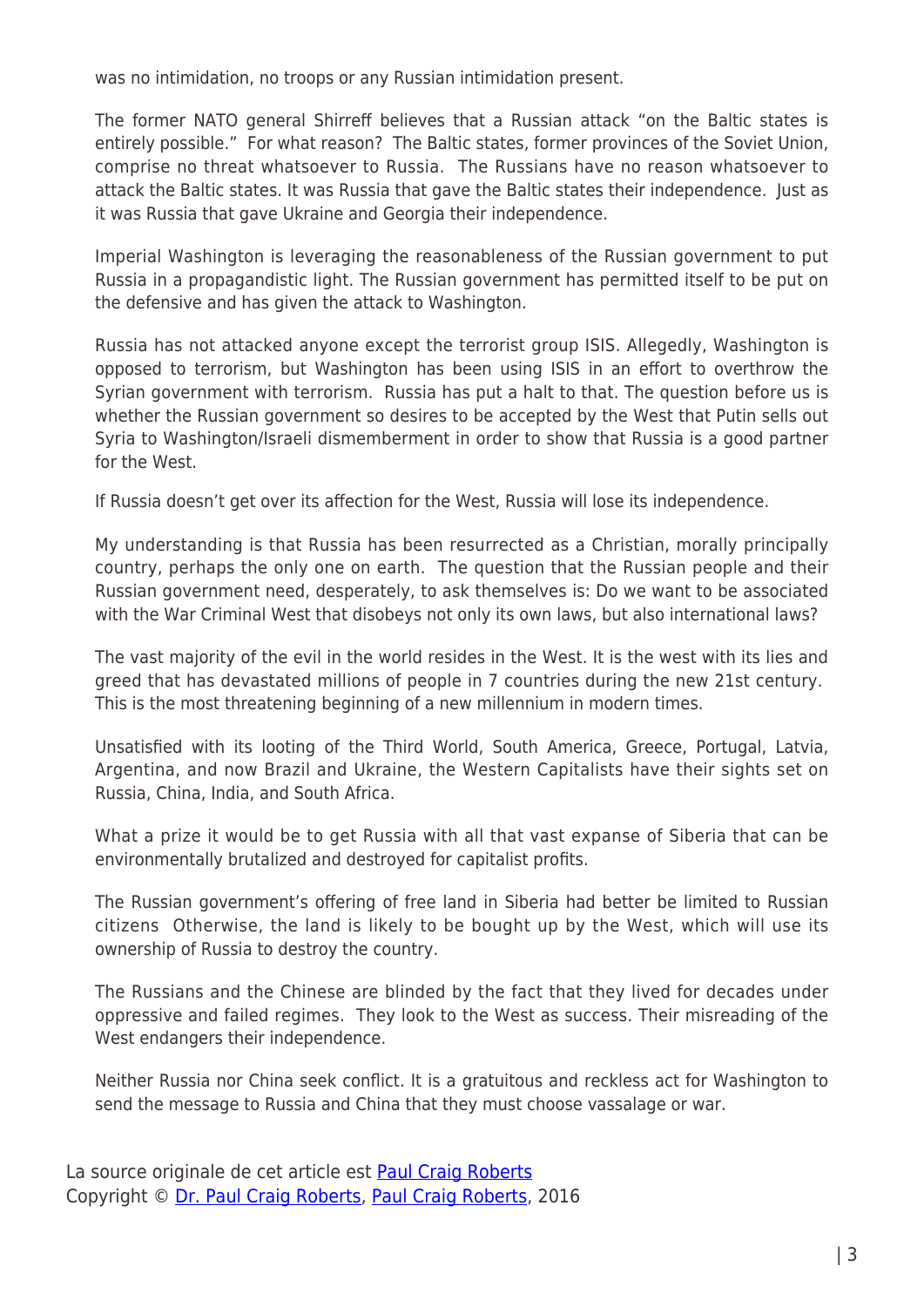was no intimidation, no troops or any Russian intimidation present.

The former NATO general Shirreff believes that a Russian attack "on the Baltic states is entirely possible." For what reason? The Baltic states, former provinces of the Soviet Union, comprise no threat whatsoever to Russia. The Russians have no reason whatsoever to attack the Baltic states. It was Russia that gave the Baltic states their independence. Just as it was Russia that gave Ukraine and Georgia their independence.

Imperial Washington is leveraging the reasonableness of the Russian government to put Russia in a propagandistic light. The Russian government has permitted itself to be put on the defensive and has given the attack to Washington.

Russia has not attacked anyone except the terrorist group ISIS. Allegedly, Washington is opposed to terrorism, but Washington has been using ISIS in an effort to overthrow the Syrian government with terrorism. Russia has put a halt to that. The question before us is whether the Russian government so desires to be accepted by the West that Putin sells out Syria to Washington/Israeli dismemberment in order to show that Russia is a good partner for the West.

If Russia doesn't get over its affection for the West, Russia will lose its independence.

My understanding is that Russia has been resurrected as a Christian, morally principally country, perhaps the only one on earth. The question that the Russian people and their Russian government need, desperately, to ask themselves is: Do we want to be associated with the War Criminal West that disobeys not only its own laws, but also international laws?

The vast majority of the evil in the world resides in the West. It is the west with its lies and greed that has devastated millions of people in 7 countries during the new 21st century. This is the most threatening beginning of a new millennium in modern times.

Unsatisfied with its looting of the Third World, South America, Greece, Portugal, Latvia, Argentina, and now Brazil and Ukraine, the Western Capitalists have their sights set on Russia, China, India, and South Africa.

What a prize it would be to get Russia with all that vast expanse of Siberia that can be environmentally brutalized and destroyed for capitalist profits.

The Russian government's offering of free land in Siberia had better be limited to Russian citizens Otherwise, the land is likely to be bought up by the West, which will use its ownership of Russia to destroy the country.

The Russians and the Chinese are blinded by the fact that they lived for decades under oppressive and failed regimes. They look to the West as success. Their misreading of the West endangers their independence.

Neither Russia nor China seek conflict. It is a gratuitous and reckless act for Washington to send the message to Russia and China that they must choose vassalage or war.

La source originale de cet article est Paul Craig Roberts
Copyright © Dr. Paul Craig Roberts, Paul Craig Roberts, 2016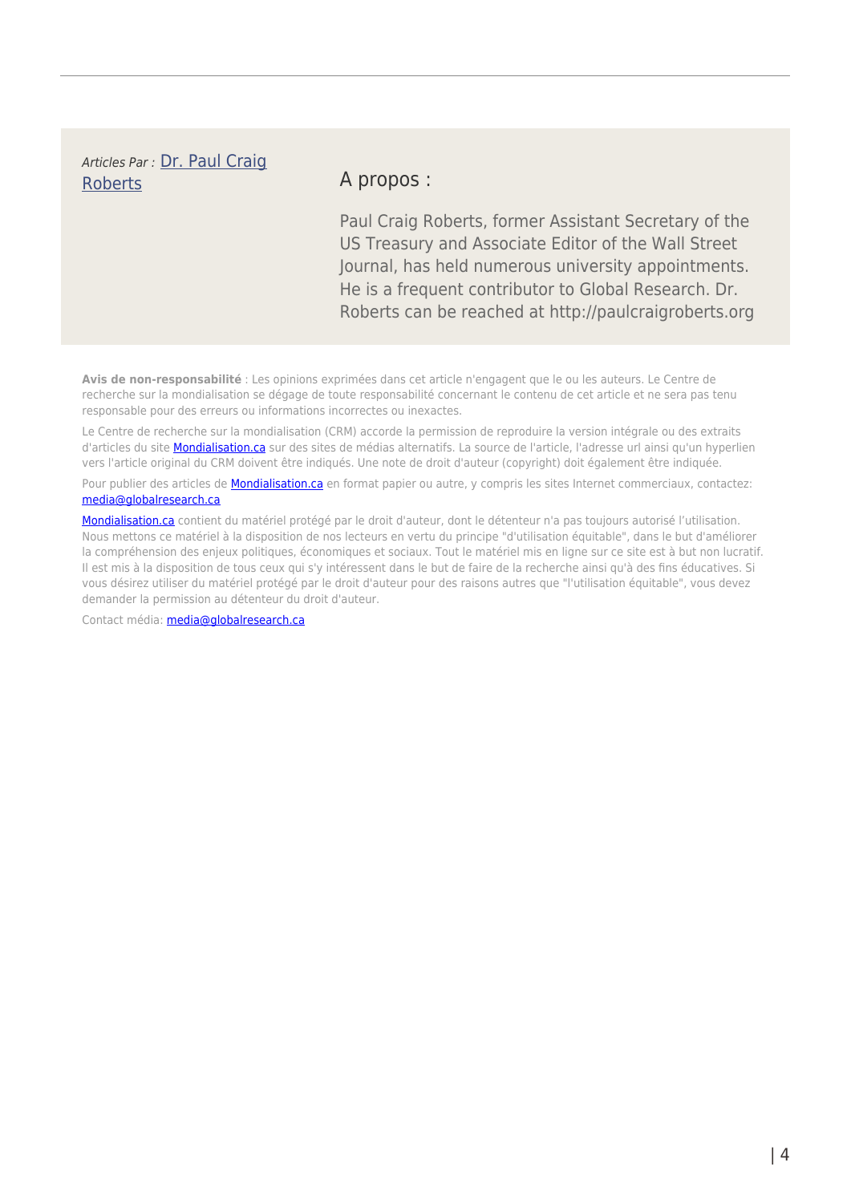*Articles Par :* Dr. Paul Craig Roberts

## A propos :

Paul Craig Roberts, former Assistant Secretary of the US Treasury and Associate Editor of the Wall Street Journal, has held numerous university appointments. He is a frequent contributor to Global Research. Dr. Roberts can be reached at http://paulcraigroberts.org

**Avis de non-responsabilité** : Les opinions exprimées dans cet article n'engagent que le ou les auteurs. Le Centre de recherche sur la mondialisation se dégage de toute responsabilité concernant le contenu de cet article et ne sera pas tenu responsable pour des erreurs ou informations incorrectes ou inexactes.

Le Centre de recherche sur la mondialisation (CRM) accorde la permission de reproduire la version intégrale ou des extraits d'articles du site Mondialisation.ca sur des sites de médias alternatifs. La source de l'article, l'adresse url ainsi qu'un hyperlien vers l'article original du CRM doivent être indiqués. Une note de droit d'auteur (copyright) doit également être indiquée.

Pour publier des articles de Mondialisation.ca en format papier ou autre, y compris les sites Internet commerciaux, contactez: media@globalresearch.ca

Mondialisation.ca contient du matériel protégé par le droit d'auteur, dont le détenteur n'a pas toujours autorisé l'utilisation. Nous mettons ce matériel à la disposition de nos lecteurs en vertu du principe "d'utilisation équitable", dans le but d'améliorer la compréhension des enjeux politiques, économiques et sociaux. Tout le matériel mis en ligne sur ce site est à but non lucratif. Il est mis à la disposition de tous ceux qui s'y intéressent dans le but de faire de la recherche ainsi qu'à des fins éducatives. Si vous désirez utiliser du matériel protégé par le droit d'auteur pour des raisons autres que "l'utilisation équitable", vous devez demander la permission au détenteur du droit d'auteur.

Contact média: media@globalresearch.ca